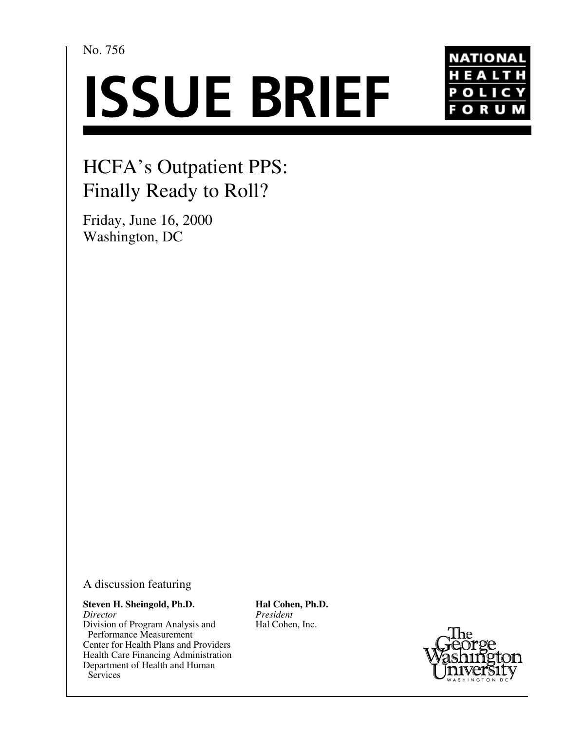No. 756

# ISSUE BRIEF

NATIONAL HEALTH POLICY FORUM

## HCFA's Outpatient PPS: Finally Ready to Roll?

Friday, June 16, 2000
Washington, DC

A discussion featuring

**Steven H. Sheingold, Ph.D.**
*Director*
Division of Program Analysis and Performance Measurement
Center for Health Plans and Providers
Health Care Financing Administration
Department of Health and Human Services

**Hal Cohen, Ph.D.**
*President*
Hal Cohen, Inc.

The George Washington University
WASHINGTON DC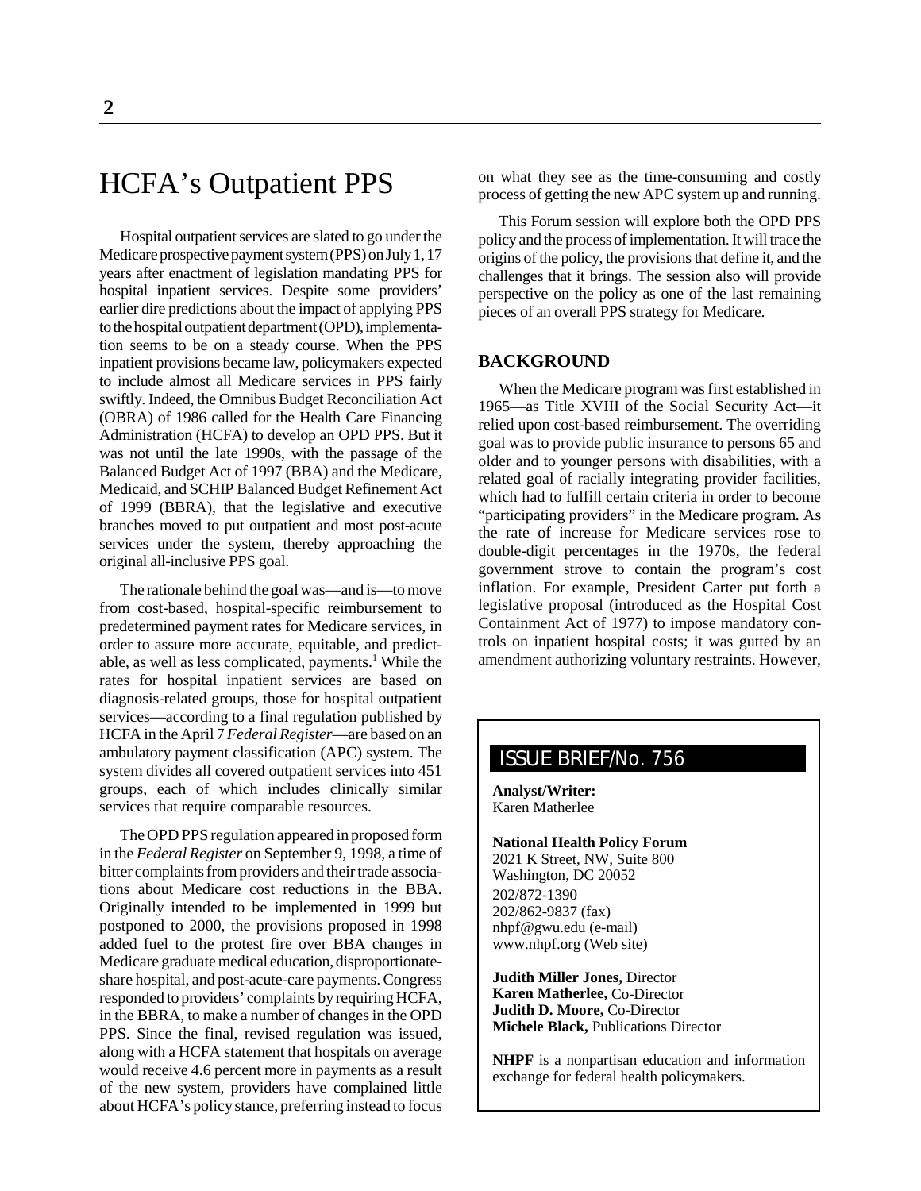# HCFA's Outpatient PPS

Hospital outpatient services are slated to go under the Medicare prospective payment system (PPS) on July 1, 17 years after enactment of legislation mandating PPS for hospital inpatient services. Despite some providers' earlier dire predictions about the impact of applying PPS to the hospital outpatient department (OPD), implementation seems to be on a steady course. When the PPS inpatient provisions became law, policymakers expected to include almost all Medicare services in PPS fairly swiftly. Indeed, the Omnibus Budget Reconciliation Act (OBRA) of 1986 called for the Health Care Financing Administration (HCFA) to develop an OPD PPS. But it was not until the late 1990s, with the passage of the Balanced Budget Act of 1997 (BBA) and the Medicare, Medicaid, and SCHIP Balanced Budget Refinement Act of 1999 (BBRA), that the legislative and executive branches moved to put outpatient and most post-acute services under the system, thereby approaching the original all-inclusive PPS goal.

The rationale behind the goal was—and is—to move from cost-based, hospital-specific reimbursement to predetermined payment rates for Medicare services, in order to assure more accurate, equitable, and predictable, as well as less complicated, payments.[1] While the rates for hospital inpatient services are based on diagnosis-related groups, those for hospital outpatient services—according to a final regulation published by HCFA in the April 7 *Federal Register*—are based on an ambulatory payment classification (APC) system. The system divides all covered outpatient services into 451 groups, each of which includes clinically similar services that require comparable resources.

The OPD PPS regulation appeared in proposed form in the *Federal Register* on September 9, 1998, a time of bitter complaints from providers and their trade associations about Medicare cost reductions in the BBA. Originally intended to be implemented in 1999 but postponed to 2000, the provisions proposed in 1998 added fuel to the protest fire over BBA changes in Medicare graduate medical education, disproportionate-share hospital, and post-acute-care payments. Congress responded to providers' complaints by requiring HCFA, in the BBRA, to make a number of changes in the OPD PPS. Since the final, revised regulation was issued, along with a HCFA statement that hospitals on average would receive 4.6 percent more in payments as a result of the new system, providers have complained little about HCFA's policy stance, preferring instead to focus on what they see as the time-consuming and costly process of getting the new APC system up and running.

This Forum session will explore both the OPD PPS policy and the process of implementation. It will trace the origins of the policy, the provisions that define it, and the challenges that it brings. The session also will provide perspective on the policy as one of the last remaining pieces of an overall PPS strategy for Medicare.

## BACKGROUND

When the Medicare program was first established in 1965—as Title XVIII of the Social Security Act—it relied upon cost-based reimbursement. The overriding goal was to provide public insurance to persons 65 and older and to younger persons with disabilities, with a related goal of racially integrating provider facilities, which had to fulfill certain criteria in order to become "participating providers" in the Medicare program. As the rate of increase for Medicare services rose to double-digit percentages in the 1970s, the federal government strove to contain the program's cost inflation. For example, President Carter put forth a legislative proposal (introduced as the Hospital Cost Containment Act of 1977) to impose mandatory controls on inpatient hospital costs; it was gutted by an amendment authorizing voluntary restraints. However,

**ISSUE BRIEF/No. 756**

**Analyst/Writer:**
Karen Matherlee

**National Health Policy Forum**
2021 K Street, NW, Suite 800
Washington, DC 20052
202/872-1390
202/862-9837 (fax)
nhpf@gwu.edu (e-mail)
www.nhpf.org (Web site)

**Judith Miller Jones,** Director
**Karen Matherlee,** Co-Director
**Judith D. Moore,** Co-Director
**Michele Black,** Publications Director

**NHPF** is a nonpartisan education and information exchange for federal health policymakers.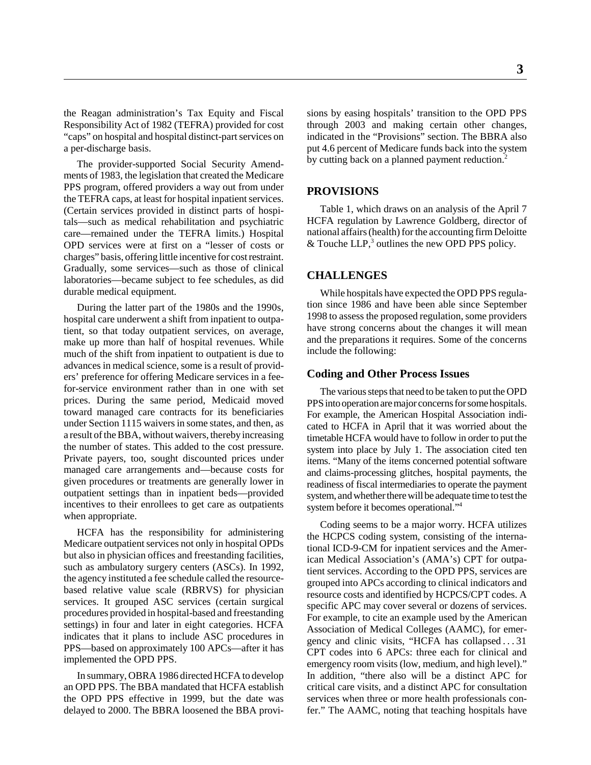the Reagan administration's Tax Equity and Fiscal Responsibility Act of 1982 (TEFRA) provided for cost "caps" on hospital and hospital distinct-part services on a per-discharge basis.

The provider-supported Social Security Amendments of 1983, the legislation that created the Medicare PPS program, offered providers a way out from under the TEFRA caps, at least for hospital inpatient services. (Certain services provided in distinct parts of hospitals—such as medical rehabilitation and psychiatric care—remained under the TEFRA limits.) Hospital OPD services were at first on a "lesser of costs or charges" basis, offering little incentive for cost restraint. Gradually, some services—such as those of clinical laboratories—became subject to fee schedules, as did durable medical equipment.

During the latter part of the 1980s and the 1990s, hospital care underwent a shift from inpatient to outpatient, so that today outpatient services, on average, make up more than half of hospital revenues. While much of the shift from inpatient to outpatient is due to advances in medical science, some is a result of providers' preference for offering Medicare services in a fee-for-service environment rather than in one with set prices. During the same period, Medicaid moved toward managed care contracts for its beneficiaries under Section 1115 waivers in some states, and then, as a result of the BBA, without waivers, thereby increasing the number of states. This added to the cost pressure. Private payers, too, sought discounted prices under managed care arrangements and—because costs for given procedures or treatments are generally lower in outpatient settings than in inpatient beds—provided incentives to their enrollees to get care as outpatients when appropriate.

HCFA has the responsibility for administering Medicare outpatient services not only in hospital OPDs but also in physician offices and freestanding facilities, such as ambulatory surgery centers (ASCs). In 1992, the agency instituted a fee schedule called the resource-based relative value scale (RBRVS) for physician services. It grouped ASC services (certain surgical procedures provided in hospital-based and freestanding settings) in four and later in eight categories. HCFA indicates that it plans to include ASC procedures in PPS—based on approximately 100 APCs—after it has implemented the OPD PPS.

In summary, OBRA 1986 directed HCFA to develop an OPD PPS. The BBA mandated that HCFA establish the OPD PPS effective in 1999, but the date was delayed to 2000. The BBRA loosened the BBA provisions by easing hospitals' transition to the OPD PPS through 2003 and making certain other changes, indicated in the "Provisions" section. The BBRA also put 4.6 percent of Medicare funds back into the system by cutting back on a planned payment reduction.[2]

## PROVISIONS

Table 1, which draws on an analysis of the April 7 HCFA regulation by Lawrence Goldberg, director of national affairs (health) for the accounting firm Deloitte & Touche LLP,[3] outlines the new OPD PPS policy.

## CHALLENGES

While hospitals have expected the OPD PPS regulation since 1986 and have been able since September 1998 to assess the proposed regulation, some providers have strong concerns about the changes it will mean and the preparations it requires. Some of the concerns include the following:

### Coding and Other Process Issues

The various steps that need to be taken to put the OPD PPS into operation are major concerns for some hospitals. For example, the American Hospital Association indicated to HCFA in April that it was worried about the timetable HCFA would have to follow in order to put the system into place by July 1. The association cited ten items. "Many of the items concerned potential software and claims-processing glitches, hospital payments, the readiness of fiscal intermediaries to operate the payment system, and whether there will be adequate time to test the system before it becomes operational."[4]

Coding seems to be a major worry. HCFA utilizes the HCPCS coding system, consisting of the international ICD-9-CM for inpatient services and the American Medical Association's (AMA's) CPT for outpatient services. According to the OPD PPS, services are grouped into APCs according to clinical indicators and resource costs and identified by HCPCS/CPT codes. A specific APC may cover several or dozens of services. For example, to cite an example used by the American Association of Medical Colleges (AAMC), for emergency and clinic visits, "HCFA has collapsed . . . 31 CPT codes into 6 APCs: three each for clinical and emergency room visits (low, medium, and high level)." In addition, "there also will be a distinct APC for critical care visits, and a distinct APC for consultation services when three or more health professionals confer." The AAMC, noting that teaching hospitals have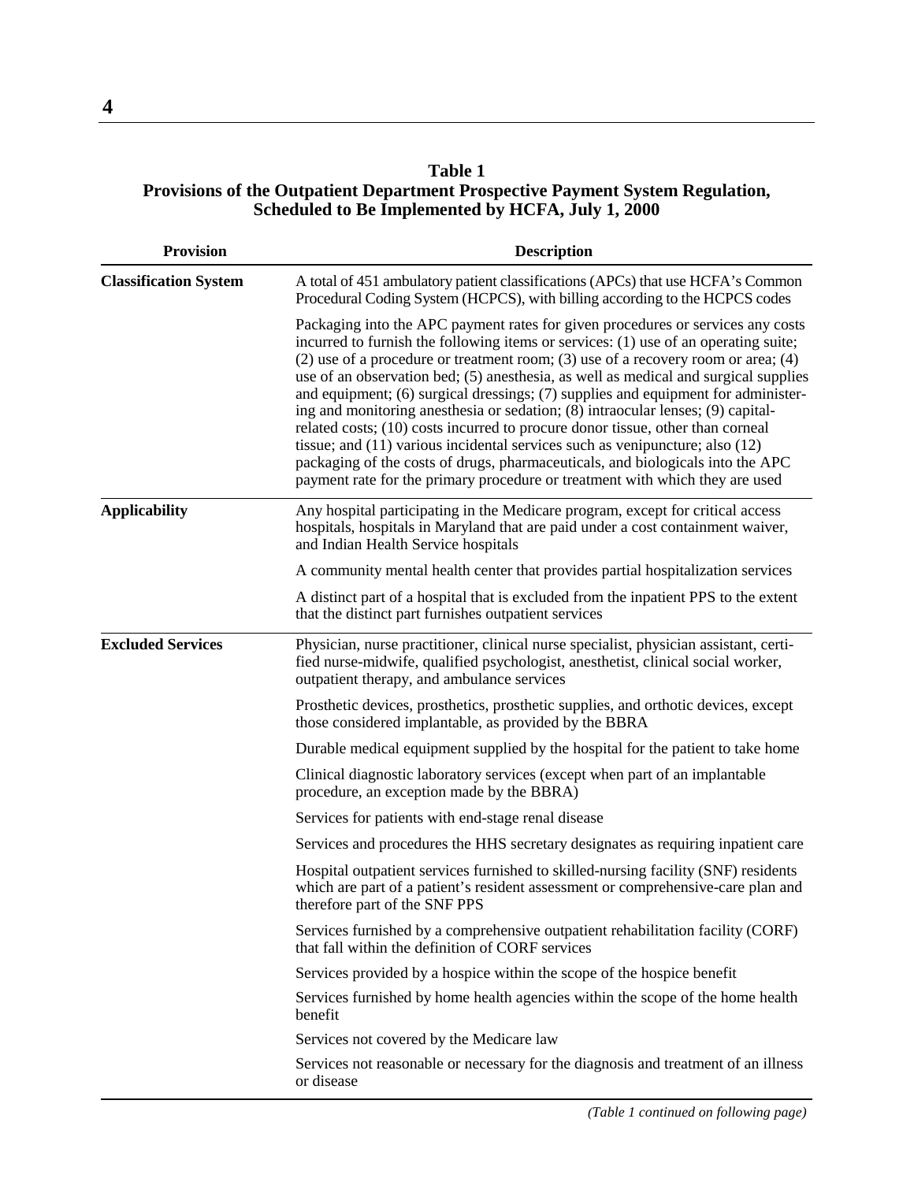**Table 1**
**Provisions of the Outpatient Department Prospective Payment System Regulation, Scheduled to Be Implemented by HCFA, July 1, 2000**

| Provision | Description |
|---|---|
| **Classification System** | A total of 451 ambulatory patient classifications (APCs) that use HCFA's Common Procedural Coding System (HCPCS), with billing according to the HCPCS codes |
| | Packaging into the APC payment rates for given procedures or services any costs incurred to furnish the following items or services: (1) use of an operating suite; (2) use of a procedure or treatment room; (3) use of a recovery room or area; (4) use of an observation bed; (5) anesthesia, as well as medical and surgical supplies and equipment; (6) surgical dressings; (7) supplies and equipment for administering and monitoring anesthesia or sedation; (8) intraocular lenses; (9) capital-related costs; (10) costs incurred to procure donor tissue, other than corneal tissue; and (11) various incidental services such as venipuncture; also (12) packaging of the costs of drugs, pharmaceuticals, and biologicals into the APC payment rate for the primary procedure or treatment with which they are used |
| **Applicability** | Any hospital participating in the Medicare program, except for critical access hospitals, hospitals in Maryland that are paid under a cost containment waiver, and Indian Health Service hospitals |
| | A community mental health center that provides partial hospitalization services |
| | A distinct part of a hospital that is excluded from the inpatient PPS to the extent that the distinct part furnishes outpatient services |
| **Excluded Services** | Physician, nurse practitioner, clinical nurse specialist, physician assistant, certified nurse-midwife, qualified psychologist, anesthetist, clinical social worker, outpatient therapy, and ambulance services |
| | Prosthetic devices, prosthetics, prosthetic supplies, and orthotic devices, except those considered implantable, as provided by the BBRA |
| | Durable medical equipment supplied by the hospital for the patient to take home |
| | Clinical diagnostic laboratory services (except when part of an implantable procedure, an exception made by the BBRA) |
| | Services for patients with end-stage renal disease |
| | Services and procedures the HHS secretary designates as requiring inpatient care |
| | Hospital outpatient services furnished to skilled-nursing facility (SNF) residents which are part of a patient's resident assessment or comprehensive-care plan and therefore part of the SNF PPS |
| | Services furnished by a comprehensive outpatient rehabilitation facility (CORF) that fall within the definition of CORF services |
| | Services provided by a hospice within the scope of the hospice benefit |
| | Services furnished by home health agencies within the scope of the home health benefit |
| | Services not covered by the Medicare law |
| | Services not reasonable or necessary for the diagnosis and treatment of an illness or disease |

*(Table 1 continued on following page)*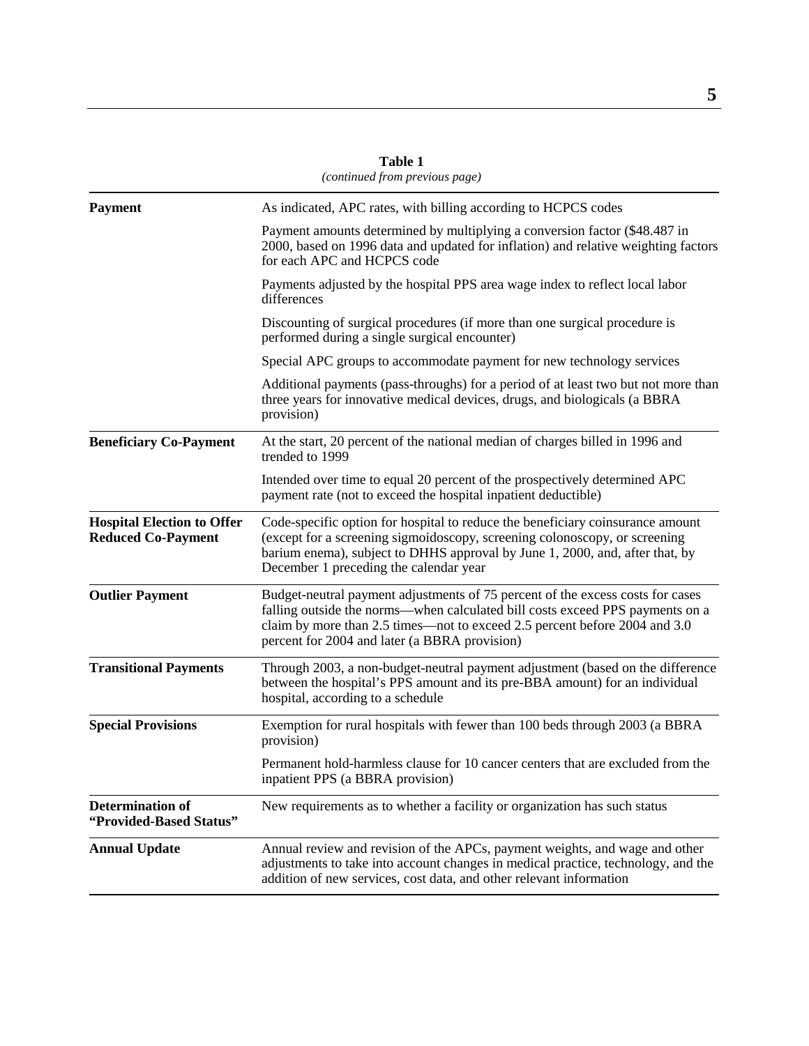**Table 1**
*(continued from previous page)*

| | |
|---|---|
| **Payment** | As indicated, APC rates, with billing according to HCPCS codes |
| | Payment amounts determined by multiplying a conversion factor ($48.487 in 2000, based on 1996 data and updated for inflation) and relative weighting factors for each APC and HCPCS code |
| | Payments adjusted by the hospital PPS area wage index to reflect local labor differences |
| | Discounting of surgical procedures (if more than one surgical procedure is performed during a single surgical encounter) |
| | Special APC groups to accommodate payment for new technology services |
| | Additional payments (pass-throughs) for a period of at least two but not more than three years for innovative medical devices, drugs, and biologicals (a BBRA provision) |
| **Beneficiary Co-Payment** | At the start, 20 percent of the national median of charges billed in 1996 and trended to 1999 |
| | Intended over time to equal 20 percent of the prospectively determined APC payment rate (not to exceed the hospital inpatient deductible) |
| **Hospital Election to Offer Reduced Co-Payment** | Code-specific option for hospital to reduce the beneficiary coinsurance amount (except for a screening sigmoidoscopy, screening colonoscopy, or screening barium enema), subject to DHHS approval by June 1, 2000, and, after that, by December 1 preceding the calendar year |
| **Outlier Payment** | Budget-neutral payment adjustments of 75 percent of the excess costs for cases falling outside the norms—when calculated bill costs exceed PPS payments on a claim by more than 2.5 times—not to exceed 2.5 percent before 2004 and 3.0 percent for 2004 and later (a BBRA provision) |
| **Transitional Payments** | Through 2003, a non-budget-neutral payment adjustment (based on the difference between the hospital's PPS amount and its pre-BBA amount) for an individual hospital, according to a schedule |
| **Special Provisions** | Exemption for rural hospitals with fewer than 100 beds through 2003 (a BBRA provision) |
| | Permanent hold-harmless clause for 10 cancer centers that are excluded from the inpatient PPS (a BBRA provision) |
| **Determination of "Provided-Based Status"** | New requirements as to whether a facility or organization has such status |
| **Annual Update** | Annual review and revision of the APCs, payment weights, and wage and other adjustments to take into account changes in medical practice, technology, and the addition of new services, cost data, and other relevant information |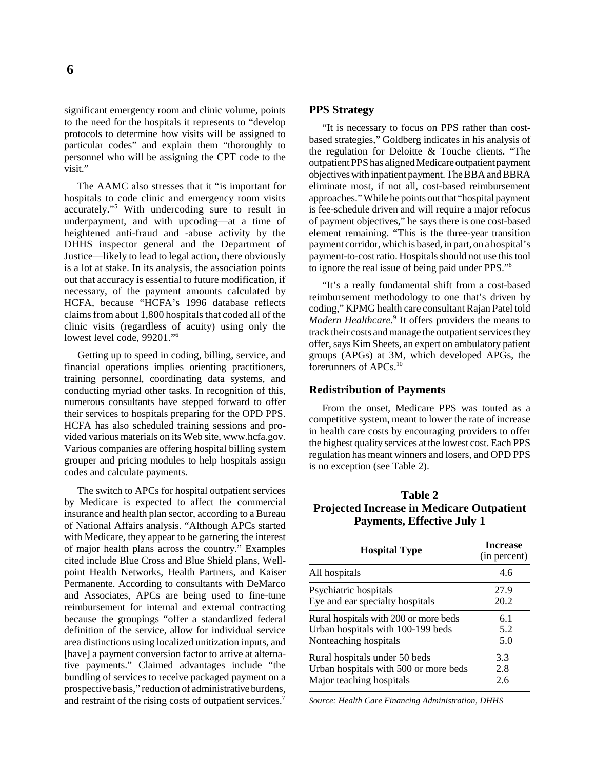significant emergency room and clinic volume, points to the need for the hospitals it represents to "develop protocols to determine how visits will be assigned to particular codes" and explain them "thoroughly to personnel who will be assigning the CPT code to the visit."

The AAMC also stresses that it "is important for hospitals to code clinic and emergency room visits accurately."[5] With undercoding sure to result in underpayment, and with upcoding—at a time of heightened anti-fraud and -abuse activity by the DHHS inspector general and the Department of Justice—likely to lead to legal action, there obviously is a lot at stake. In its analysis, the association points out that accuracy is essential to future modification, if necessary, of the payment amounts calculated by HCFA, because "HCFA's 1996 database reflects claims from about 1,800 hospitals that coded all of the clinic visits (regardless of acuity) using only the lowest level code, 99201."[6]

Getting up to speed in coding, billing, service, and financial operations implies orienting practitioners, training personnel, coordinating data systems, and conducting myriad other tasks. In recognition of this, numerous consultants have stepped forward to offer their services to hospitals preparing for the OPD PPS. HCFA has also scheduled training sessions and provided various materials on its Web site, www.hcfa.gov. Various companies are offering hospital billing system grouper and pricing modules to help hospitals assign codes and calculate payments.

The switch to APCs for hospital outpatient services by Medicare is expected to affect the commercial insurance and health plan sector, according to a Bureau of National Affairs analysis. "Although APCs started with Medicare, they appear to be garnering the interest of major health plans across the country." Examples cited include Blue Cross and Blue Shield plans, Wellpoint Health Networks, Health Partners, and Kaiser Permanente. According to consultants with DeMarco and Associates, APCs are being used to fine-tune reimbursement for internal and external contracting because the groupings "offer a standardized federal definition of the service, allow for individual service area distinctions using localized unitization inputs, and [have] a payment conversion factor to arrive at alternative payments." Claimed advantages include "the bundling of services to receive packaged payment on a prospective basis," reduction of administrative burdens, and restraint of the rising costs of outpatient services.[7]

## PPS Strategy

"It is necessary to focus on PPS rather than cost-based strategies," Goldberg indicates in his analysis of the regulation for Deloitte & Touche clients. "The outpatient PPS has aligned Medicare outpatient payment objectives with inpatient payment. The BBA and BBRA eliminate most, if not all, cost-based reimbursement approaches." While he points out that "hospital payment is fee-schedule driven and will require a major refocus of payment objectives," he says there is one cost-based element remaining. "This is the three-year transition payment corridor, which is based, in part, on a hospital's payment-to-cost ratio. Hospitals should not use this tool to ignore the real issue of being paid under PPS."[8]

"It's a really fundamental shift from a cost-based reimbursement methodology to one that's driven by coding," KPMG health care consultant Rajan Patel told *Modern Healthcare*.[9] It offers providers the means to track their costs and manage the outpatient services they offer, says Kim Sheets, an expert on ambulatory patient groups (APGs) at 3M, which developed APGs, the forerunners of APCs.[10]

## Redistribution of Payments

From the onset, Medicare PPS was touted as a competitive system, meant to lower the rate of increase in health care costs by encouraging providers to offer the highest quality services at the lowest cost. Each PPS regulation has meant winners and losers, and OPD PPS is no exception (see Table 2).

**Table 2**
**Projected Increase in Medicare Outpatient Payments, Effective July 1**

| Hospital Type | Increase (in percent) |
|---|---|
| All hospitals | 4.6 |
| Psychiatric hospitals | 27.9 |
| Eye and ear specialty hospitals | 20.2 |
| Rural hospitals with 200 or more beds | 6.1 |
| Urban hospitals with 100-199 beds | 5.2 |
| Nonteaching hospitals | 5.0 |
| Rural hospitals under 50 beds | 3.3 |
| Urban hospitals with 500 or more beds | 2.8 |
| Major teaching hospitals | 2.6 |

*Source: Health Care Financing Administration, DHHS*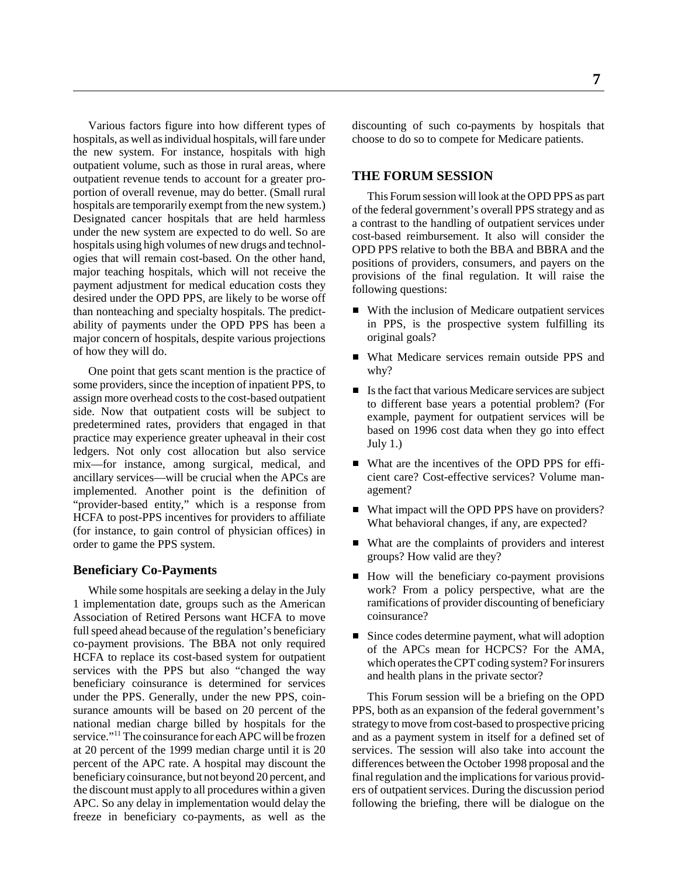Various factors figure into how different types of hospitals, as well as individual hospitals, will fare under the new system. For instance, hospitals with high outpatient volume, such as those in rural areas, where outpatient revenue tends to account for a greater proportion of overall revenue, may do better. (Small rural hospitals are temporarily exempt from the new system.) Designated cancer hospitals that are held harmless under the new system are expected to do well. So are hospitals using high volumes of new drugs and technologies that will remain cost-based. On the other hand, major teaching hospitals, which will not receive the payment adjustment for medical education costs they desired under the OPD PPS, are likely to be worse off than nonteaching and specialty hospitals. The predictability of payments under the OPD PPS has been a major concern of hospitals, despite various projections of how they will do.

One point that gets scant mention is the practice of some providers, since the inception of inpatient PPS, to assign more overhead costs to the cost-based outpatient side. Now that outpatient costs will be subject to predetermined rates, providers that engaged in that practice may experience greater upheaval in their cost ledgers. Not only cost allocation but also service mix—for instance, among surgical, medical, and ancillary services—will be crucial when the APCs are implemented. Another point is the definition of "provider-based entity," which is a response from HCFA to post-PPS incentives for providers to affiliate (for instance, to gain control of physician offices) in order to game the PPS system.

### Beneficiary Co-Payments

While some hospitals are seeking a delay in the July 1 implementation date, groups such as the American Association of Retired Persons want HCFA to move full speed ahead because of the regulation's beneficiary co-payment provisions. The BBA not only required HCFA to replace its cost-based system for outpatient services with the PPS but also "changed the way beneficiary coinsurance is determined for services under the PPS. Generally, under the new PPS, coinsurance amounts will be based on 20 percent of the national median charge billed by hospitals for the service."[11] The coinsurance for each APC will be frozen at 20 percent of the 1999 median charge until it is 20 percent of the APC rate. A hospital may discount the beneficiary coinsurance, but not beyond 20 percent, and the discount must apply to all procedures within a given APC. So any delay in implementation would delay the freeze in beneficiary co-payments, as well as the discounting of such co-payments by hospitals that choose to do so to compete for Medicare patients.

## THE FORUM SESSION

This Forum session will look at the OPD PPS as part of the federal government's overall PPS strategy and as a contrast to the handling of outpatient services under cost-based reimbursement. It also will consider the OPD PPS relative to both the BBA and BBRA and the positions of providers, consumers, and payers on the provisions of the final regulation. It will raise the following questions:

- With the inclusion of Medicare outpatient services in PPS, is the prospective system fulfilling its original goals?
- What Medicare services remain outside PPS and why?
- Is the fact that various Medicare services are subject to different base years a potential problem? (For example, payment for outpatient services will be based on 1996 cost data when they go into effect July 1.)
- What are the incentives of the OPD PPS for efficient care? Cost-effective services? Volume management?
- What impact will the OPD PPS have on providers? What behavioral changes, if any, are expected?
- What are the complaints of providers and interest groups? How valid are they?
- How will the beneficiary co-payment provisions work? From a policy perspective, what are the ramifications of provider discounting of beneficiary coinsurance?
- Since codes determine payment, what will adoption of the APCs mean for HCPCS? For the AMA, which operates the CPT coding system? For insurers and health plans in the private sector?

This Forum session will be a briefing on the OPD PPS, both as an expansion of the federal government's strategy to move from cost-based to prospective pricing and as a payment system in itself for a defined set of services. The session will also take into account the differences between the October 1998 proposal and the final regulation and the implications for various providers of outpatient services. During the discussion period following the briefing, there will be dialogue on the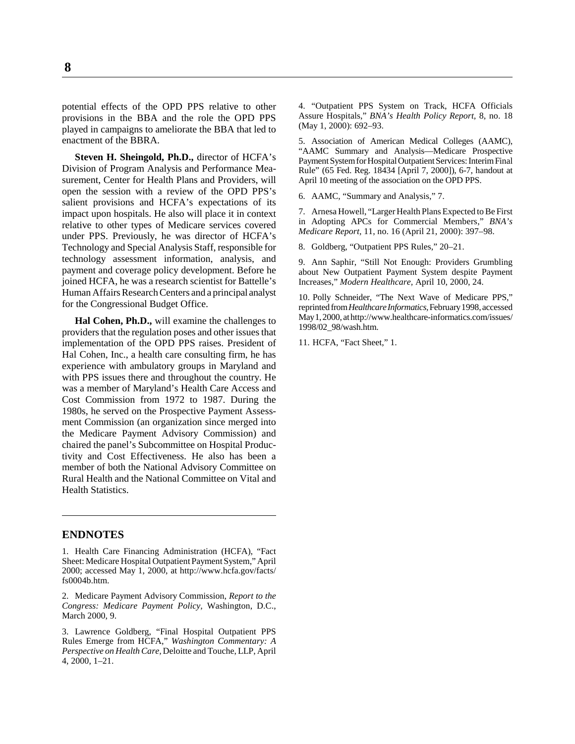potential effects of the OPD PPS relative to other provisions in the BBA and the role the OPD PPS played in campaigns to ameliorate the BBA that led to enactment of the BBRA.

**Steven H. Sheingold, Ph.D.,** director of HCFA's Division of Program Analysis and Performance Measurement, Center for Health Plans and Providers, will open the session with a review of the OPD PPS's salient provisions and HCFA's expectations of its impact upon hospitals. He also will place it in context relative to other types of Medicare services covered under PPS. Previously, he was director of HCFA's Technology and Special Analysis Staff, responsible for technology assessment information, analysis, and payment and coverage policy development. Before he joined HCFA, he was a research scientist for Battelle's Human Affairs Research Centers and a principal analyst for the Congressional Budget Office.

**Hal Cohen, Ph.D.,** will examine the challenges to providers that the regulation poses and other issues that implementation of the OPD PPS raises. President of Hal Cohen, Inc., a health care consulting firm, he has experience with ambulatory groups in Maryland and with PPS issues there and throughout the country. He was a member of Maryland's Health Care Access and Cost Commission from 1972 to 1987. During the 1980s, he served on the Prospective Payment Assessment Commission (an organization since merged into the Medicare Payment Advisory Commission) and chaired the panel's Subcommittee on Hospital Productivity and Cost Effectiveness. He also has been a member of both the National Advisory Committee on Rural Health and the National Committee on Vital and Health Statistics.

## ENDNOTES

1. Health Care Financing Administration (HCFA), "Fact Sheet: Medicare Hospital Outpatient Payment System," April 2000; accessed May 1, 2000, at http://www.hcfa.gov/facts/fs0004b.htm.

2. Medicare Payment Advisory Commission, *Report to the Congress: Medicare Payment Policy,* Washington, D.C., March 2000, 9.

3. Lawrence Goldberg, "Final Hospital Outpatient PPS Rules Emerge from HCFA," *Washington Commentary: A Perspective on Health Care,* Deloitte and Touche, LLP, April 4, 2000, 1–21.

4. "Outpatient PPS System on Track, HCFA Officials Assure Hospitals," *BNA's Health Policy Report,* 8, no. 18 (May 1, 2000): 692–93.

5. Association of American Medical Colleges (AAMC), "AAMC Summary and Analysis—Medicare Prospective Payment System for Hospital Outpatient Services: Interim Final Rule" (65 Fed. Reg. 18434 [April 7, 2000]), 6-7, handout at April 10 meeting of the association on the OPD PPS.

6. AAMC, "Summary and Analysis," 7.

7. Arnesa Howell, "Larger Health Plans Expected to Be First in Adopting APCs for Commercial Members," *BNA's Medicare Report,* 11, no. 16 (April 21, 2000): 397–98.

8. Goldberg, "Outpatient PPS Rules," 20–21.

9. Ann Saphir, "Still Not Enough: Providers Grumbling about New Outpatient Payment System despite Payment Increases," *Modern Healthcare,* April 10, 2000, 24.

10. Polly Schneider, "The Next Wave of Medicare PPS," reprinted from *Healthcare Informatics,* February 1998, accessed May 1, 2000, at http://www.healthcare-informatics.com/issues/1998/02_98/wash.htm.

11. HCFA, "Fact Sheet," 1.